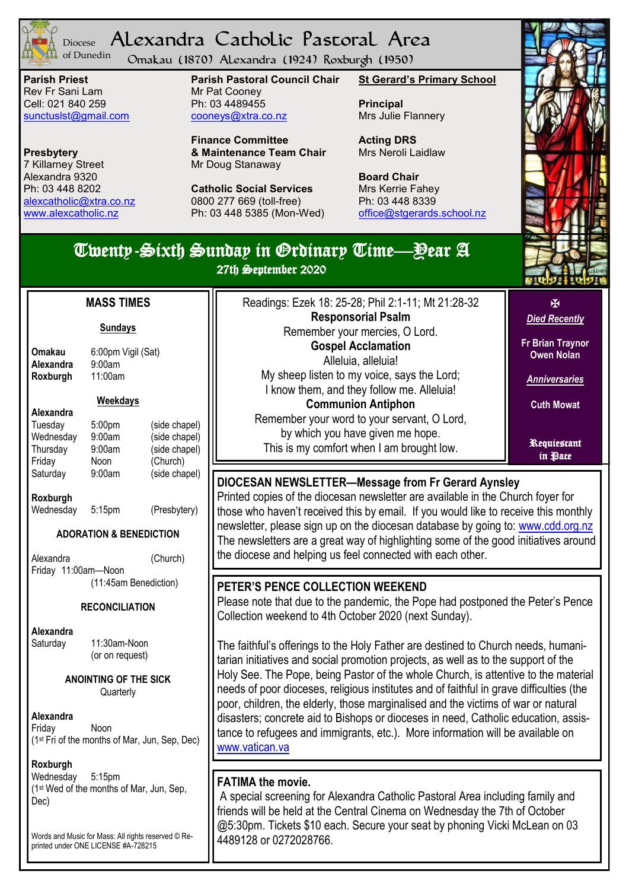Diocese of Dunedin

# Alexandra Catholic Pastoral Area

Omakau (1870) Alexandra (1924) Roxburgh (1950)

**Parish Priest**
Rev Fr Sani Lam
Cell: 021 840 259
sunctuslst@gmail.com

**Presbytery**
7 Killarney Street
Alexandra 9320
Ph: 03 448 8202
alexcatholic@xtra.co.nz
www.alexcatholic.nz

**Parish Pastoral Council Chair**
Mr Pat Cooney
Ph: 03 4489455
cooneys@xtra.co.nz

**Finance Committee & Maintenance Team Chair**
Mr Doug Stanaway

**Catholic Social Services**
0800 277 669 (toll-free)
Ph: 03 448 5385 (Mon-Wed)

**St Gerard's Primary School**

**Principal**
Mrs Julie Flannery

**Acting DRS**
Mrs Neroli Laidlaw

**Board Chair**
Mrs Kerrie Fahey
Ph: 03 448 8339
office@stgerards.school.nz

## Twenty-Sixth Sunday in Ordinary Time—Year A

27th September 2020

### MASS TIMES

**Sundays**

| | |
|---|---|
| **Omakau** | 6:00pm Vigil (Sat) |
| **Alexandra** | 9:00am |
| **Roxburgh** | 11:00am |

**Weekdays**

**Alexandra**

| | | |
|---|---|---|
| Tuesday | 5:00pm | (side chapel) |
| Wednesday | 9:00am | (side chapel) |
| Thursday | 9:00am | (side chapel) |
| Friday | Noon | (Church) |
| Saturday | 9:00am | (side chapel) |

**Roxburgh**
Wednesday 5:15pm (Presbytery)

**ADORATION & BENEDICTION**

Alexandra (Church)
Friday 11:00am—Noon
(11:45am Benediction)

**RECONCILIATION**

**Alexandra**
Saturday 11:30am-Noon
(or on request)

**ANOINTING OF THE SICK**
Quarterly

**Alexandra**
Friday Noon
(1st Fri of the months of Mar, Jun, Sep, Dec)

**Roxburgh**
Wednesday 5:15pm
(1st Wed of the months of Mar, Jun, Sep, Dec)

Words and Music for Mass: All rights reserved © Reprinted under ONE LICENSE #A-728215

Readings: Ezek 18: 25-28; Phil 2:1-11; Mt 21:28-32

**Responsorial Psalm**
Remember your mercies, O Lord.

**Gospel Acclamation**
Alleluia, alleluia!
My sheep listen to my voice, says the Lord;
I know them, and they follow me. Alleluia!

**Communion Antiphon**
Remember your word to your servant, O Lord,
by which you have given me hope.
This is my comfort when I am brought low.

✠

***Died Recently***

**Fr Brian Traynor**
**Owen Nolan**

***Anniversaries***

**Cuth Mowat**

**Requiescant in Pace**

### DIOCESAN NEWSLETTER—Message from Fr Gerard Aynsley

Printed copies of the diocesan newsletter are available in the Church foyer for those who haven't received this by email. If you would like to receive this monthly newsletter, please sign up on the diocesan database by going to: www.cdd.org.nz The newsletters are a great way of highlighting some of the good initiatives around the diocese and helping us feel connected with each other.

### PETER'S PENCE COLLECTION WEEKEND

Please note that due to the pandemic, the Pope had postponed the Peter's Pence Collection weekend to 4th October 2020 (next Sunday).

The faithful's offerings to the Holy Father are destined to Church needs, humanitarian initiatives and social promotion projects, as well as to the support of the Holy See. The Pope, being Pastor of the whole Church, is attentive to the material needs of poor dioceses, religious institutes and of faithful in grave difficulties (the poor, children, the elderly, those marginalised and the victims of war or natural disasters; concrete aid to Bishops or dioceses in need, Catholic education, assistance to refugees and immigrants, etc.). More information will be available on www.vatican.va

### FATIMA the movie.

A special screening for Alexandra Catholic Pastoral Area including family and friends will be held at the Central Cinema on Wednesday the 7th of October @5:30pm. Tickets $10 each. Secure your seat by phoning Vicki McLean on 03 4489128 or 0272028766.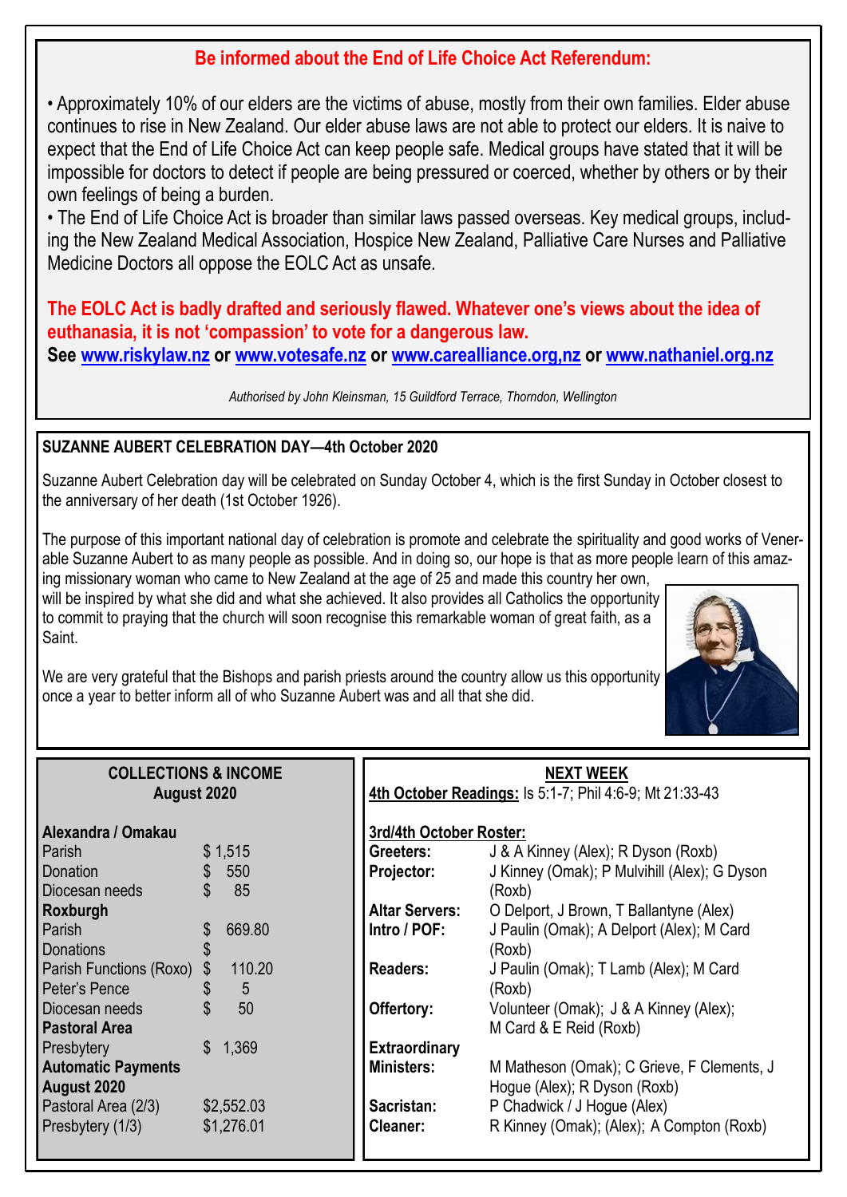## Be informed about the End of Life Choice Act Referendum:

- Approximately 10% of our elders are the victims of abuse, mostly from their own families. Elder abuse continues to rise in New Zealand. Our elder abuse laws are not able to protect our elders. It is naive to expect that the End of Life Choice Act can keep people safe. Medical groups have stated that it will be impossible for doctors to detect if people are being pressured or coerced, whether by others or by their own feelings of being a burden.
- The End of Life Choice Act is broader than similar laws passed overseas. Key medical groups, including the New Zealand Medical Association, Hospice New Zealand, Palliative Care Nurses and Palliative Medicine Doctors all oppose the EOLC Act as unsafe.

**The EOLC Act is badly drafted and seriously flawed. Whatever one's views about the idea of euthanasia, it is not 'compassion' to vote for a dangerous law.**

**See www.riskylaw.nz or www.votesafe.nz or www.carealliance.org,nz or www.nathaniel.org.nz**

*Authorised by John Kleinsman, 15 Guildford Terrace, Thorndon, Wellington*

## SUZANNE AUBERT CELEBRATION DAY—4th October 2020

Suzanne Aubert Celebration day will be celebrated on Sunday October 4, which is the first Sunday in October closest to the anniversary of her death (1st October 1926).

The purpose of this important national day of celebration is promote and celebrate the spirituality and good works of Venerable Suzanne Aubert to as many people as possible. And in doing so, our hope is that as more people learn of this amazing missionary woman who came to New Zealand at the age of 25 and made this country her own, will be inspired by what she did and what she achieved. It also provides all Catholics the opportunity to commit to praying that the church will soon recognise this remarkable woman of great faith, as a Saint.

We are very grateful that the Bishops and parish priests around the country allow us this opportunity once a year to better inform all of who Suzanne Aubert was and all that she did.

## COLLECTIONS & INCOME August 2020

| | |
|---|---|
| **Alexandra / Omakau** | |
| Parish | $ 1,515 |
| Donation | $ 550 |
| Diocesan needs | $ 85 |
| **Roxburgh** | |
| Parish | $ 669.80 |
| Donations | $ |
| Parish Functions (Roxo) | $ 110.20 |
| Peter's Pence | $ 5 |
| Diocesan needs | $ 50 |
| **Pastoral Area** | |
| Presbytery | $ 1,369 |
| **Automatic Payments August 2020** | |
| Pastoral Area (2/3) | $2,552.03 |
| Presbytery (1/3) | $1,276.01 |

## NEXT WEEK

**4th October Readings:** Is 5:1-7; Phil 4:6-9; Mt 21:33-43

**3rd/4th October Roster:**

| | |
|---|---|
| **Greeters:** | J & A Kinney (Alex); R Dyson (Roxb) |
| **Projector:** | J Kinney (Omak); P Mulvihill (Alex); G Dyson (Roxb) |
| **Altar Servers:** | O Delport, J Brown, T Ballantyne (Alex) |
| **Intro / POF:** | J Paulin (Omak); A Delport (Alex); M Card (Roxb) |
| **Readers:** | J Paulin (Omak); T Lamb (Alex); M Card (Roxb) |
| **Offertory:** | Volunteer (Omak); J & A Kinney (Alex); M Card & E Reid (Roxb) |
| **Extraordinary Ministers:** | M Matheson (Omak); C Grieve, F Clements, J Hogue (Alex); R Dyson (Roxb) |
| **Sacristan:** | P Chadwick / J Hogue (Alex) |
| **Cleaner:** | R Kinney (Omak); (Alex); A Compton (Roxb) |